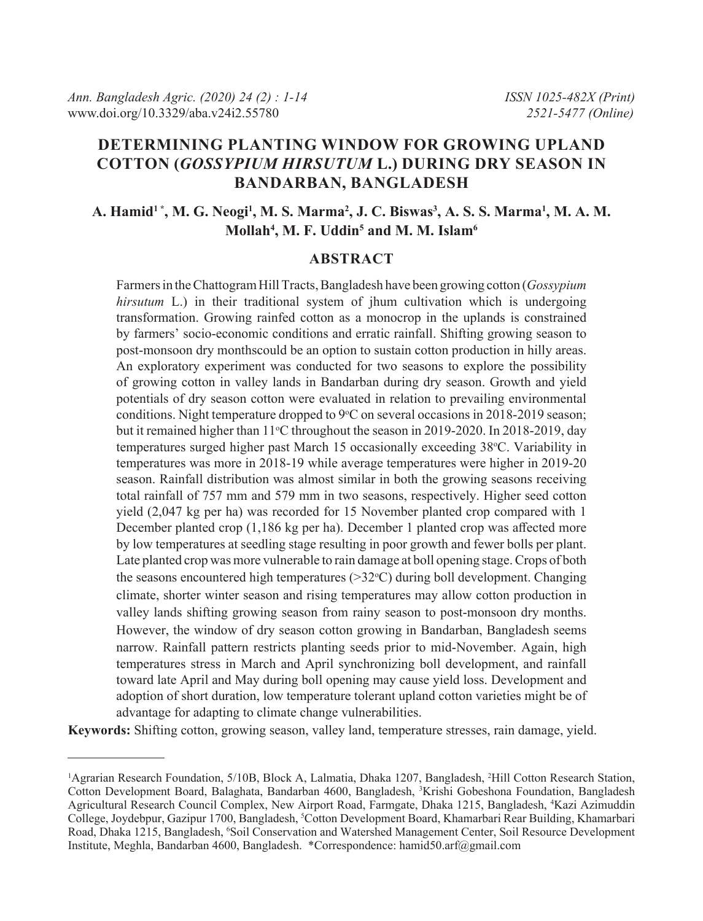# DETERMINING PLANTING WINDOW FOR GROWING UPLAND COTTON (*GOSSYPIUM HIRSUTUM* L.) DURING DRY SEASON IN BANDARBAN, BANGLADESH

**A. Hamid[1 *], M. G. Neogi[1], M. S. Marma[2], J. C. Biswas[3], A. S. S. Marma[1], M. A. M. Mollah[4], M. F. Uddin[5] and M. M. Islam[6]**

## ABSTRACT

Farmers in the Chattogram Hill Tracts, Bangladesh have been growing cotton (*Gossypium hirsutum* L.) in their traditional system of jhum cultivation which is undergoing transformation. Growing rainfed cotton as a monocrop in the uplands is constrained by farmers' socio-economic conditions and erratic rainfall. Shifting growing season to post-monsoon dry monthscould be an option to sustain cotton production in hilly areas. An exploratory experiment was conducted for two seasons to explore the possibility of growing cotton in valley lands in Bandarban during dry season. Growth and yield potentials of dry season cotton were evaluated in relation to prevailing environmental conditions. Night temperature dropped to 9°C on several occasions in 2018-2019 season; but it remained higher than 11°C throughout the season in 2019-2020. In 2018-2019, day temperatures surged higher past March 15 occasionally exceeding 38°C. Variability in temperatures was more in 2018-19 while average temperatures were higher in 2019-20 season. Rainfall distribution was almost similar in both the growing seasons receiving total rainfall of 757 mm and 579 mm in two seasons, respectively. Higher seed cotton yield (2,047 kg per ha) was recorded for 15 November planted crop compared with 1 December planted crop (1,186 kg per ha). December 1 planted crop was affected more by low temperatures at seedling stage resulting in poor growth and fewer bolls per plant. Late planted crop was more vulnerable to rain damage at boll opening stage. Crops of both the seasons encountered high temperatures (>32°C) during boll development. Changing climate, shorter winter season and rising temperatures may allow cotton production in valley lands shifting growing season from rainy season to post-monsoon dry months. However, the window of dry season cotton growing in Bandarban, Bangladesh seems narrow. Rainfall pattern restricts planting seeds prior to mid-November. Again, high temperatures stress in March and April synchronizing boll development, and rainfall toward late April and May during boll opening may cause yield loss. Development and adoption of short duration, low temperature tolerant upland cotton varieties might be of advantage for adapting to climate change vulnerabilities.

**Keywords:** Shifting cotton, growing season, valley land, temperature stresses, rain damage, yield.

---

[1]Agrarian Research Foundation, 5/10B, Block A, Lalmatia, Dhaka 1207, Bangladesh, [2]Hill Cotton Research Station, Cotton Development Board, Balaghata, Bandarban 4600, Bangladesh, [3]Krishi Gobeshona Foundation, Bangladesh Agricultural Research Council Complex, New Airport Road, Farmgate, Dhaka 1215, Bangladesh, [4]Kazi Azimuddin College, Joydebpur, Gazipur 1700, Bangladesh, [5]Cotton Development Board, Khamarbari Rear Building, Khamarbari Road, Dhaka 1215, Bangladesh, [6]Soil Conservation and Watershed Management Center, Soil Resource Development Institute, Meghla, Bandarban 4600, Bangladesh. *Correspondence: hamid50.arf@gmail.com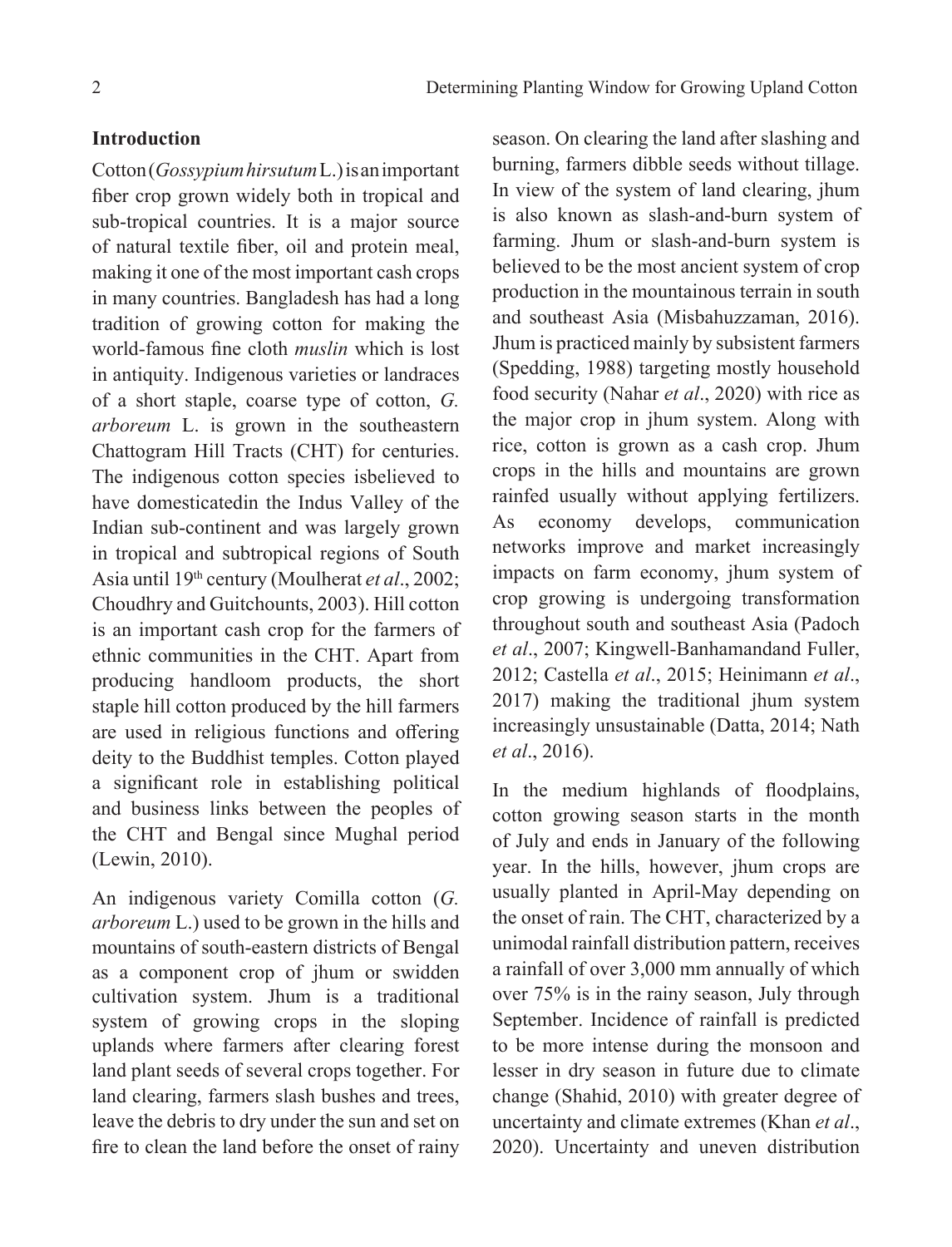## Introduction

Cotton (*Gossypium hirsutum* L.) is an important fiber crop grown widely both in tropical and sub-tropical countries. It is a major source of natural textile fiber, oil and protein meal, making it one of the most important cash crops in many countries. Bangladesh has had a long tradition of growing cotton for making the world-famous fine cloth *muslin* which is lost in antiquity. Indigenous varieties or landraces of a short staple, coarse type of cotton, *G. arboreum* L. is grown in the southeastern Chattogram Hill Tracts (CHT) for centuries. The indigenous cotton species isbelieved to have domesticatedin the Indus Valley of the Indian sub-continent and was largely grown in tropical and subtropical regions of South Asia until 19th century (Moulherat *et al*., 2002; Choudhry and Guitchounts, 2003). Hill cotton is an important cash crop for the farmers of ethnic communities in the CHT. Apart from producing handloom products, the short staple hill cotton produced by the hill farmers are used in religious functions and offering deity to the Buddhist temples. Cotton played a significant role in establishing political and business links between the peoples of the CHT and Bengal since Mughal period (Lewin, 2010).

An indigenous variety Comilla cotton (*G. arboreum* L.) used to be grown in the hills and mountains of south-eastern districts of Bengal as a component crop of jhum or swidden cultivation system. Jhum is a traditional system of growing crops in the sloping uplands where farmers after clearing forest land plant seeds of several crops together. For land clearing, farmers slash bushes and trees, leave the debris to dry under the sun and set on fire to clean the land before the onset of rainy season. On clearing the land after slashing and burning, farmers dibble seeds without tillage. In view of the system of land clearing, jhum is also known as slash-and-burn system of farming. Jhum or slash-and-burn system is believed to be the most ancient system of crop production in the mountainous terrain in south and southeast Asia (Misbahuzzaman, 2016). Jhum is practiced mainly by subsistent farmers (Spedding, 1988) targeting mostly household food security (Nahar *et al*., 2020) with rice as the major crop in jhum system. Along with rice, cotton is grown as a cash crop. Jhum crops in the hills and mountains are grown rainfed usually without applying fertilizers. As economy develops, communication networks improve and market increasingly impacts on farm economy, jhum system of crop growing is undergoing transformation throughout south and southeast Asia (Padoch *et al*., 2007; Kingwell-Banhamandand Fuller, 2012; Castella *et al*., 2015; Heinimann *et al*., 2017) making the traditional jhum system increasingly unsustainable (Datta, 2014; Nath *et al*., 2016).

In the medium highlands of floodplains, cotton growing season starts in the month of July and ends in January of the following year. In the hills, however, jhum crops are usually planted in April-May depending on the onset of rain. The CHT, characterized by a unimodal rainfall distribution pattern, receives a rainfall of over 3,000 mm annually of which over 75% is in the rainy season, July through September. Incidence of rainfall is predicted to be more intense during the monsoon and lesser in dry season in future due to climate change (Shahid, 2010) with greater degree of uncertainty and climate extremes (Khan *et al*., 2020). Uncertainty and uneven distribution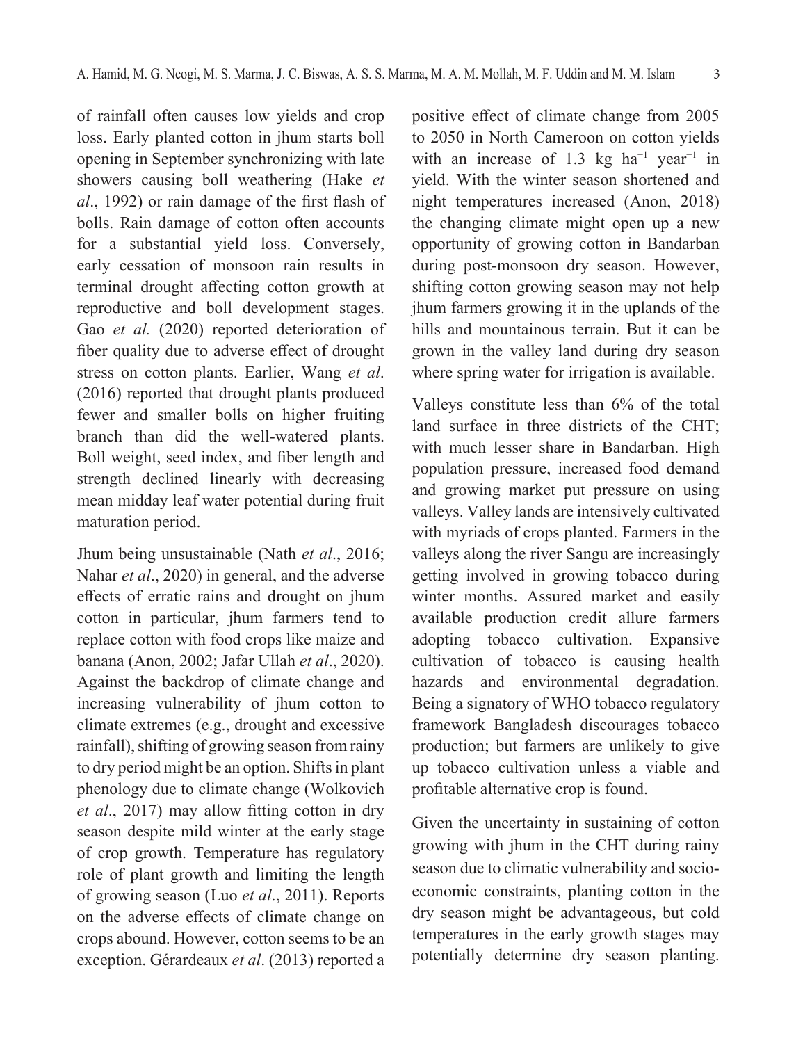of rainfall often causes low yields and crop loss. Early planted cotton in jhum starts boll opening in September synchronizing with late showers causing boll weathering (Hake *et al*., 1992) or rain damage of the first flash of bolls. Rain damage of cotton often accounts for a substantial yield loss. Conversely, early cessation of monsoon rain results in terminal drought affecting cotton growth at reproductive and boll development stages. Gao *et al.* (2020) reported deterioration of fiber quality due to adverse effect of drought stress on cotton plants. Earlier, Wang *et al*. (2016) reported that drought plants produced fewer and smaller bolls on higher fruiting branch than did the well-watered plants. Boll weight, seed index, and fiber length and strength declined linearly with decreasing mean midday leaf water potential during fruit maturation period.

Jhum being unsustainable (Nath *et al*., 2016; Nahar *et al*., 2020) in general, and the adverse effects of erratic rains and drought on jhum cotton in particular, jhum farmers tend to replace cotton with food crops like maize and banana (Anon, 2002; Jafar Ullah *et al*., 2020). Against the backdrop of climate change and increasing vulnerability of jhum cotton to climate extremes (e.g., drought and excessive rainfall), shifting of growing season from rainy to dry period might be an option. Shifts in plant phenology due to climate change (Wolkovich *et al*., 2017) may allow fitting cotton in dry season despite mild winter at the early stage of crop growth. Temperature has regulatory role of plant growth and limiting the length of growing season (Luo *et al*., 2011). Reports on the adverse effects of climate change on crops abound. However, cotton seems to be an exception. Gérardeaux *et al*. (2013) reported a positive effect of climate change from 2005 to 2050 in North Cameroon on cotton yields with an increase of 1.3 kg $ha^{-1}$ $year^{-1}$ in yield. With the winter season shortened and night temperatures increased (Anon, 2018) the changing climate might open up a new opportunity of growing cotton in Bandarban during post-monsoon dry season. However, shifting cotton growing season may not help jhum farmers growing it in the uplands of the hills and mountainous terrain. But it can be grown in the valley land during dry season where spring water for irrigation is available.

Valleys constitute less than 6% of the total land surface in three districts of the CHT; with much lesser share in Bandarban. High population pressure, increased food demand and growing market put pressure on using valleys. Valley lands are intensively cultivated with myriads of crops planted. Farmers in the valleys along the river Sangu are increasingly getting involved in growing tobacco during winter months. Assured market and easily available production credit allure farmers adopting tobacco cultivation. Expansive cultivation of tobacco is causing health hazards and environmental degradation. Being a signatory of WHO tobacco regulatory framework Bangladesh discourages tobacco production; but farmers are unlikely to give up tobacco cultivation unless a viable and profitable alternative crop is found.

Given the uncertainty in sustaining of cotton growing with jhum in the CHT during rainy season due to climatic vulnerability and socio-economic constraints, planting cotton in the dry season might be advantageous, but cold temperatures in the early growth stages may potentially determine dry season planting.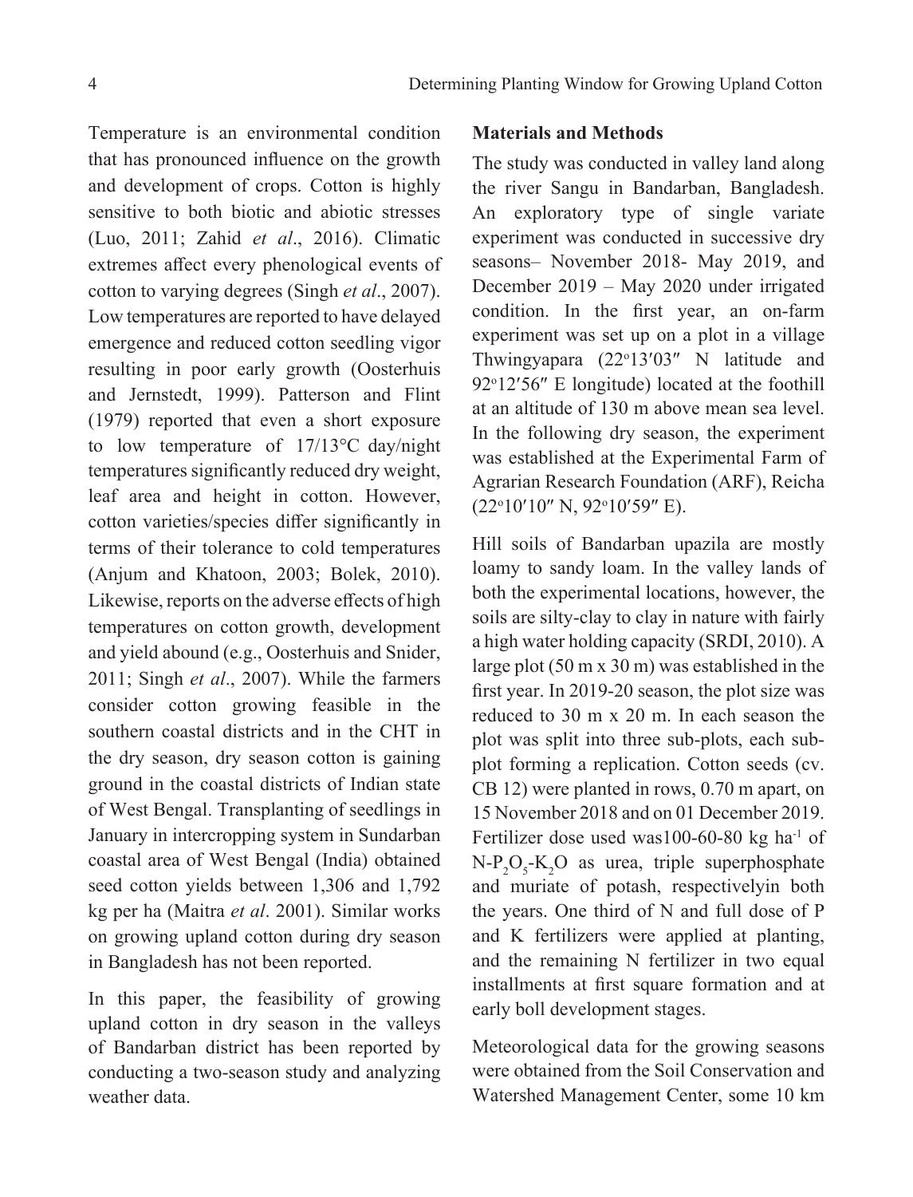Temperature is an environmental condition that has pronounced influence on the growth and development of crops. Cotton is highly sensitive to both biotic and abiotic stresses (Luo, 2011; Zahid *et al*., 2016). Climatic extremes affect every phenological events of cotton to varying degrees (Singh *et al*., 2007). Low temperatures are reported to have delayed emergence and reduced cotton seedling vigor resulting in poor early growth (Oosterhuis and Jernstedt, 1999). Patterson and Flint (1979) reported that even a short exposure to low temperature of 17/13°C day/night temperatures significantly reduced dry weight, leaf area and height in cotton. However, cotton varieties/species differ significantly in terms of their tolerance to cold temperatures (Anjum and Khatoon, 2003; Bolek, 2010). Likewise, reports on the adverse effects of high temperatures on cotton growth, development and yield abound (e.g., Oosterhuis and Snider, 2011; Singh *et al*., 2007). While the farmers consider cotton growing feasible in the southern coastal districts and in the CHT in the dry season, dry season cotton is gaining ground in the coastal districts of Indian state of West Bengal. Transplanting of seedlings in January in intercropping system in Sundarban coastal area of West Bengal (India) obtained seed cotton yields between 1,306 and 1,792 kg per ha (Maitra *et al*. 2001). Similar works on growing upland cotton during dry season in Bangladesh has not been reported.

In this paper, the feasibility of growing upland cotton in dry season in the valleys of Bandarban district has been reported by conducting a two-season study and analyzing weather data.

## Materials and Methods

The study was conducted in valley land along the river Sangu in Bandarban, Bangladesh. An exploratory type of single variate experiment was conducted in successive dry seasons– November 2018- May 2019, and December 2019 – May 2020 under irrigated condition. In the first year, an on-farm experiment was set up on a plot in a village Thwingyapara (22°13′03″ N latitude and 92°12′56″ E longitude) located at the foothill at an altitude of 130 m above mean sea level. In the following dry season, the experiment was established at the Experimental Farm of Agrarian Research Foundation (ARF), Reicha (22°10′10″ N, 92°10′59″ E).

Hill soils of Bandarban upazila are mostly loamy to sandy loam. In the valley lands of both the experimental locations, however, the soils are silty-clay to clay in nature with fairly a high water holding capacity (SRDI, 2010). A large plot (50 m x 30 m) was established in the first year. In 2019-20 season, the plot size was reduced to 30 m x 20 m. In each season the plot was split into three sub-plots, each sub-plot forming a replication. Cotton seeds (cv. CB 12) were planted in rows, 0.70 m apart, on 15 November 2018 and on 01 December 2019. Fertilizer dose used was100-60-80 kg ha$^{-1}$ of N-$P_2O_5$-$K_2O$ as urea, triple superphosphate and muriate of potash, respectivelyin both the years. One third of N and full dose of P and K fertilizers were applied at planting, and the remaining N fertilizer in two equal installments at first square formation and at early boll development stages.

Meteorological data for the growing seasons were obtained from the Soil Conservation and Watershed Management Center, some 10 km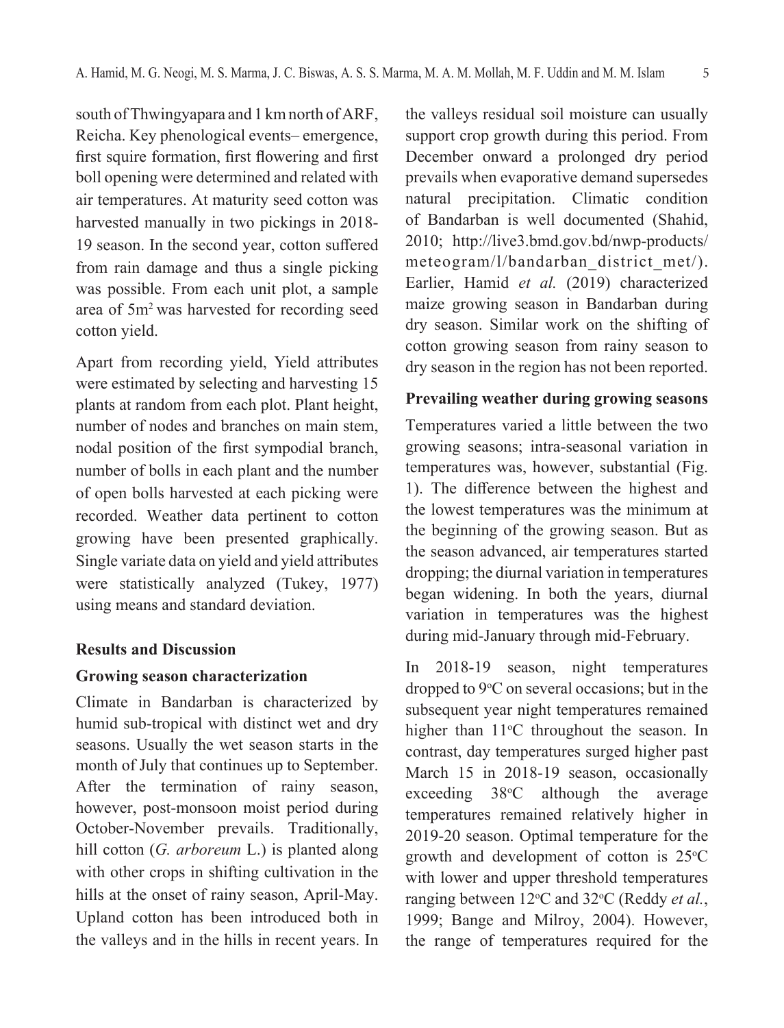south of Thwingyapara and 1 km north of ARF, Reicha. Key phenological events– emergence, first squire formation, first flowering and first boll opening were determined and related with air temperatures. At maturity seed cotton was harvested manually in two pickings in 2018-19 season. In the second year, cotton suffered from rain damage and thus a single picking was possible. From each unit plot, a sample area of 5m$^2$ was harvested for recording seed cotton yield.

Apart from recording yield, Yield attributes were estimated by selecting and harvesting 15 plants at random from each plot. Plant height, number of nodes and branches on main stem, nodal position of the first sympodial branch, number of bolls in each plant and the number of open bolls harvested at each picking were recorded. Weather data pertinent to cotton growing have been presented graphically. Single variate data on yield and yield attributes were statistically analyzed (Tukey, 1977) using means and standard deviation.

## Results and Discussion

### Growing season characterization

Climate in Bandarban is characterized by humid sub-tropical with distinct wet and dry seasons. Usually the wet season starts in the month of July that continues up to September. After the termination of rainy season, however, post-monsoon moist period during October-November prevails. Traditionally, hill cotton (*G. arboreum* L.) is planted along with other crops in shifting cultivation in the hills at the onset of rainy season, April-May. Upland cotton has been introduced both in the valleys and in the hills in recent years. In the valleys residual soil moisture can usually support crop growth during this period. From December onward a prolonged dry period prevails when evaporative demand supersedes natural precipitation. Climatic condition of Bandarban is well documented (Shahid, 2010; http://live3.bmd.gov.bd/nwp-products/meteogram/l/bandarban_district_met/). Earlier, Hamid *et al.* (2019) characterized maize growing season in Bandarban during dry season. Similar work on the shifting of cotton growing season from rainy season to dry season in the region has not been reported.

### Prevailing weather during growing seasons

Temperatures varied a little between the two growing seasons; intra-seasonal variation in temperatures was, however, substantial (Fig. 1). The difference between the highest and the lowest temperatures was the minimum at the beginning of the growing season. But as the season advanced, air temperatures started dropping; the diurnal variation in temperatures began widening. In both the years, diurnal variation in temperatures was the highest during mid-January through mid-February.

In 2018-19 season, night temperatures dropped to 9$^o$C on several occasions; but in the subsequent year night temperatures remained higher than 11$^o$C throughout the season. In contrast, day temperatures surged higher past March 15 in 2018-19 season, occasionally exceeding 38$^o$C although the average temperatures remained relatively higher in 2019-20 season. Optimal temperature for the growth and development of cotton is 25$^o$C with lower and upper threshold temperatures ranging between 12$^o$C and 32$^o$C (Reddy *et al.*, 1999; Bange and Milroy, 2004). However, the range of temperatures required for the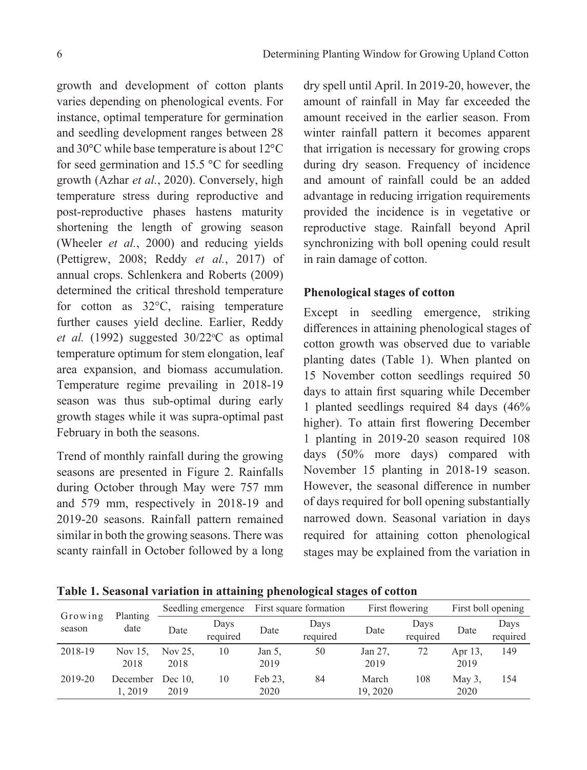growth and development of cotton plants varies depending on phenological events. For instance, optimal temperature for germination and seedling development ranges between 28 and 30°C while base temperature is about 12°C for seed germination and 15.5 °C for seedling growth (Azhar *et al.*, 2020). Conversely, high temperature stress during reproductive and post-reproductive phases hastens maturity shortening the length of growing season (Wheeler *et al.*, 2000) and reducing yields (Pettigrew, 2008; Reddy *et al.*, 2017) of annual crops. Schlenkera and Roberts (2009) determined the critical threshold temperature for cotton as 32°C, raising temperature further causes yield decline. Earlier, Reddy *et al.* (1992) suggested 30/22°C as optimal temperature optimum for stem elongation, leaf area expansion, and biomass accumulation. Temperature regime prevailing in 2018-19 season was thus sub-optimal during early growth stages while it was supra-optimal past February in both the seasons.

Trend of monthly rainfall during the growing seasons are presented in Figure 2. Rainfalls during October through May were 757 mm and 579 mm, respectively in 2018-19 and 2019-20 seasons. Rainfall pattern remained similar in both the growing seasons. There was scanty rainfall in October followed by a long dry spell until April. In 2019-20, however, the amount of rainfall in May far exceeded the amount received in the earlier season. From winter rainfall pattern it becomes apparent that irrigation is necessary for growing crops during dry season. Frequency of incidence and amount of rainfall could be an added advantage in reducing irrigation requirements provided the incidence is in vegetative or reproductive stage. Rainfall beyond April synchronizing with boll opening could result in rain damage of cotton.

### Phenological stages of cotton

Except in seedling emergence, striking differences in attaining phenological stages of cotton growth was observed due to variable planting dates (Table 1). When planted on 15 November cotton seedlings required 50 days to attain first squaring while December 1 planted seedlings required 84 days (46% higher). To attain first flowering December 1 planting in 2019-20 season required 108 days (50% more days) compared with November 15 planting in 2018-19 season. However, the seasonal difference in number of days required for boll opening substantially narrowed down. Seasonal variation in days required for attaining cotton phenological stages may be explained from the variation in

**Table 1. Seasonal variation in attaining phenological stages of cotton**

| Growing season | Planting date | Seedling emergence | | First square formation | | First flowering | | First boll opening | |
|---|---|---|---|---|---|---|---|---|---|
| | | Date | Days required | Date | Days required | Date | Days required | Date | Days required |
| 2018-19 | Nov 15, 2018 | Nov 25, 2018 | 10 | Jan 5, 2019 | 50 | Jan 27, 2019 | 72 | Apr 13, 2019 | 149 |
| 2019-20 | December 1, 2019 | Dec 10, 2019 | 10 | Feb 23, 2020 | 84 | March 19, 2020 | 108 | May 3, 2020 | 154 |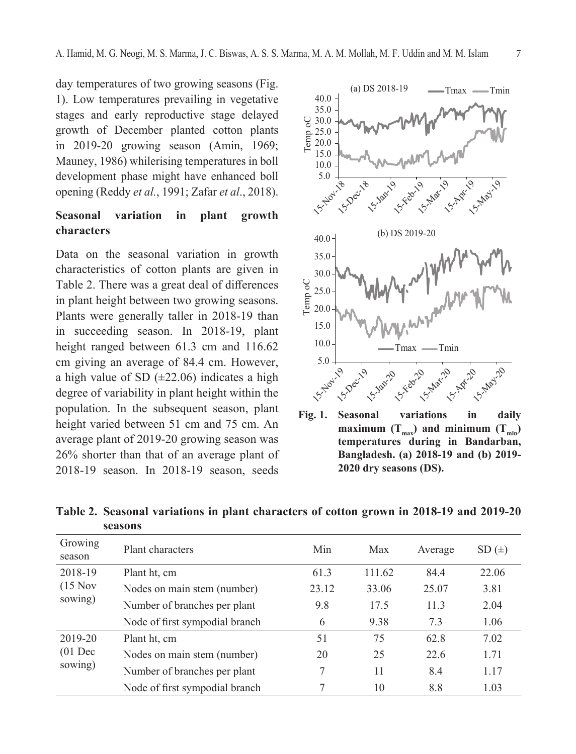day temperatures of two growing seasons (Fig. 1). Low temperatures prevailing in vegetative stages and early reproductive stage delayed growth of December planted cotton plants in 2019-20 growing season (Amin, 1969; Mauney, 1986) whilerising temperatures in boll development phase might have enhanced boll opening (Reddy *et al.*, 1991; Zafar *et al*., 2018).

## Seasonal variation in plant growth characters

Data on the seasonal variation in growth characteristics of cotton plants are given in Table 2. There was a great deal of differences in plant height between two growing seasons. Plants were generally taller in 2018-19 than in succeeding season. In 2018-19, plant height ranged between 61.3 cm and 116.62 cm giving an average of 84.4 cm. However, a high value of SD (±22.06) indicates a high degree of variability in plant height within the population. In the subsequent season, plant height varied between 51 cm and 75 cm. An average plant of 2019-20 growing season was 26% shorter than that of an average plant of 2018-19 season. In 2018-19 season, seeds

**Fig. 1. Seasonal variations in daily maximum ($T_{max}$) and minimum ($T_{min}$) temperatures during in Bandarban, Bangladesh. (a) 2018-19 and (b) 2019-2020 dry seasons (DS).**

**Table 2. Seasonal variations in plant characters of cotton grown in 2018-19 and 2019-20 seasons**

| Growing season | Plant characters | Min | Max | Average | SD (±) |
|---|---|---|---|---|---|
| 2018-19 (15 Nov sowing) | Plant ht, cm | 61.3 | 111.62 | 84.4 | 22.06 |
| | Nodes on main stem (number) | 23.12 | 33.06 | 25.07 | 3.81 |
| | Number of branches per plant | 9.8 | 17.5 | 11.3 | 2.04 |
| | Node of first sympodial branch | 6 | 9.38 | 7.3 | 1.06 |
| 2019-20 (01 Dec sowing) | Plant ht, cm | 51 | 75 | 62.8 | 7.02 |
| | Nodes on main stem (number) | 20 | 25 | 22.6 | 1.71 |
| | Number of branches per plant | 7 | 11 | 8.4 | 1.17 |
| | Node of first sympodial branch | 7 | 10 | 8.8 | 1.03 |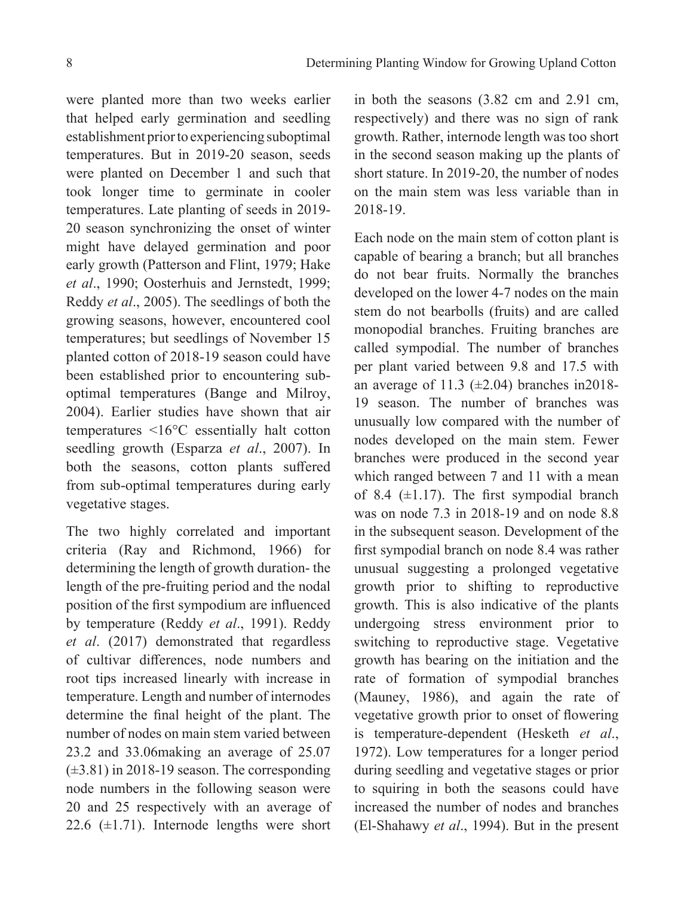were planted more than two weeks earlier that helped early germination and seedling establishment prior to experiencing suboptimal temperatures. But in 2019-20 season, seeds were planted on December 1 and such that took longer time to germinate in cooler temperatures. Late planting of seeds in 2019-20 season synchronizing the onset of winter might have delayed germination and poor early growth (Patterson and Flint, 1979; Hake *et al*., 1990; Oosterhuis and Jernstedt, 1999; Reddy *et al*., 2005). The seedlings of both the growing seasons, however, encountered cool temperatures; but seedlings of November 15 planted cotton of 2018-19 season could have been established prior to encountering sub-optimal temperatures (Bange and Milroy, 2004). Earlier studies have shown that air temperatures <16°C essentially halt cotton seedling growth (Esparza *et al*., 2007). In both the seasons, cotton plants suffered from sub-optimal temperatures during early vegetative stages.

The two highly correlated and important criteria (Ray and Richmond, 1966) for determining the length of growth duration- the length of the pre-fruiting period and the nodal position of the first sympodium are influenced by temperature (Reddy *et al*., 1991). Reddy *et al*. (2017) demonstrated that regardless of cultivar differences, node numbers and root tips increased linearly with increase in temperature. Length and number of internodes determine the final height of the plant. The number of nodes on main stem varied between 23.2 and 33.06making an average of 25.07 (±3.81) in 2018-19 season. The corresponding node numbers in the following season were 20 and 25 respectively with an average of 22.6 (±1.71). Internode lengths were short in both the seasons (3.82 cm and 2.91 cm, respectively) and there was no sign of rank growth. Rather, internode length was too short in the second season making up the plants of short stature. In 2019-20, the number of nodes on the main stem was less variable than in 2018-19.

Each node on the main stem of cotton plant is capable of bearing a branch; but all branches do not bear fruits. Normally the branches developed on the lower 4-7 nodes on the main stem do not bearbolls (fruits) and are called monopodial branches. Fruiting branches are called sympodial. The number of branches per plant varied between 9.8 and 17.5 with an average of 11.3 (±2.04) branches in2018-19 season. The number of branches was unusually low compared with the number of nodes developed on the main stem. Fewer branches were produced in the second year which ranged between 7 and 11 with a mean of 8.4 (±1.17). The first sympodial branch was on node 7.3 in 2018-19 and on node 8.8 in the subsequent season. Development of the first sympodial branch on node 8.4 was rather unusual suggesting a prolonged vegetative growth prior to shifting to reproductive growth. This is also indicative of the plants undergoing stress environment prior to switching to reproductive stage. Vegetative growth has bearing on the initiation and the rate of formation of sympodial branches (Mauney, 1986), and again the rate of vegetative growth prior to onset of flowering is temperature-dependent (Hesketh *et al*., 1972). Low temperatures for a longer period during seedling and vegetative stages or prior to squiring in both the seasons could have increased the number of nodes and branches (El-Shahawy *et al*., 1994). But in the present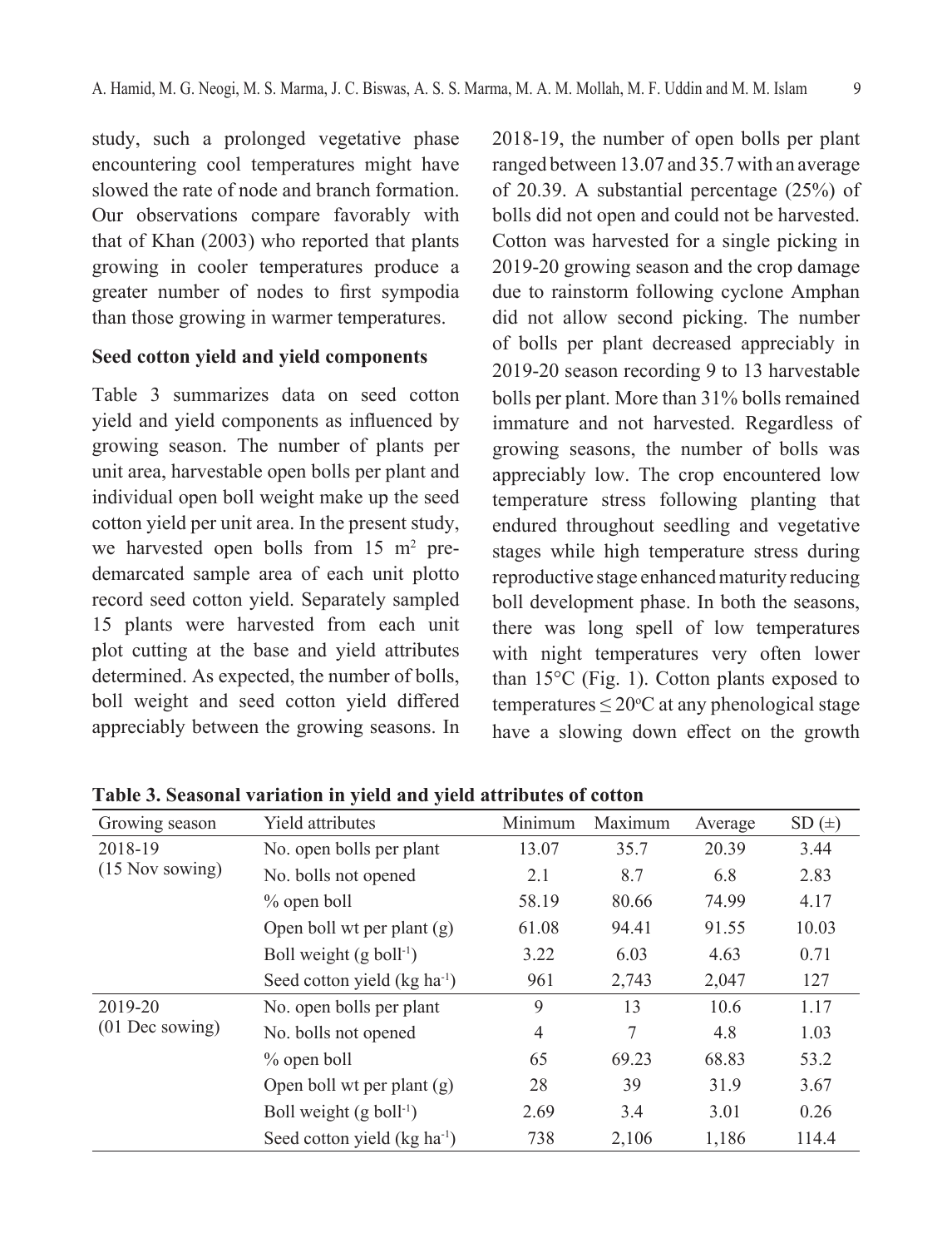study, such a prolonged vegetative phase encountering cool temperatures might have slowed the rate of node and branch formation. Our observations compare favorably with that of Khan (2003) who reported that plants growing in cooler temperatures produce a greater number of nodes to first sympodia than those growing in warmer temperatures.

**Seed cotton yield and yield components**

Table 3 summarizes data on seed cotton yield and yield components as influenced by growing season. The number of plants per unit area, harvestable open bolls per plant and individual open boll weight make up the seed cotton yield per unit area. In the present study, we harvested open bolls from 15 $m^2$ pre-demarcated sample area of each unit plotto record seed cotton yield. Separately sampled 15 plants were harvested from each unit plot cutting at the base and yield attributes determined. As expected, the number of bolls, boll weight and seed cotton yield differed appreciably between the growing seasons. In 2018-19, the number of open bolls per plant ranged between 13.07 and 35.7 with an average of 20.39. A substantial percentage (25%) of bolls did not open and could not be harvested. Cotton was harvested for a single picking in 2019-20 growing season and the crop damage due to rainstorm following cyclone Amphan did not allow second picking. The number of bolls per plant decreased appreciably in 2019-20 season recording 9 to 13 harvestable bolls per plant. More than 31% bolls remained immature and not harvested. Regardless of growing seasons, the number of bolls was appreciably low. The crop encountered low temperature stress following planting that endured throughout seedling and vegetative stages while high temperature stress during reproductive stage enhanced maturity reducing boll development phase. In both the seasons, there was long spell of low temperatures with night temperatures very often lower than 15°C (Fig. 1). Cotton plants exposed to temperatures ≤ 20°C at any phenological stage have a slowing down effect on the growth

**Table 3. Seasonal variation in yield and yield attributes of cotton**

| Growing season | Yield attributes | Minimum | Maximum | Average | SD (±) |
|---|---|---|---|---|---|
| 2018-19 (15 Nov sowing) | No. open bolls per plant | 13.07 | 35.7 | 20.39 | 3.44 |
| | No. bolls not opened | 2.1 | 8.7 | 6.8 | 2.83 |
| | % open boll | 58.19 | 80.66 | 74.99 | 4.17 |
| | Open boll wt per plant (g) | 61.08 | 94.41 | 91.55 | 10.03 |
| | Boll weight (g $boll^{-1}$) | 3.22 | 6.03 | 4.63 | 0.71 |
| | Seed cotton yield (kg $ha^{-1}$) | 961 | 2,743 | 2,047 | 127 |
| 2019-20 (01 Dec sowing) | No. open bolls per plant | 9 | 13 | 10.6 | 1.17 |
| | No. bolls not opened | 4 | 7 | 4.8 | 1.03 |
| | % open boll | 65 | 69.23 | 68.83 | 53.2 |
| | Open boll wt per plant (g) | 28 | 39 | 31.9 | 3.67 |
| | Boll weight (g $boll^{-1}$) | 2.69 | 3.4 | 3.01 | 0.26 |
| | Seed cotton yield (kg $ha^{-1}$) | 738 | 2,106 | 1,186 | 114.4 |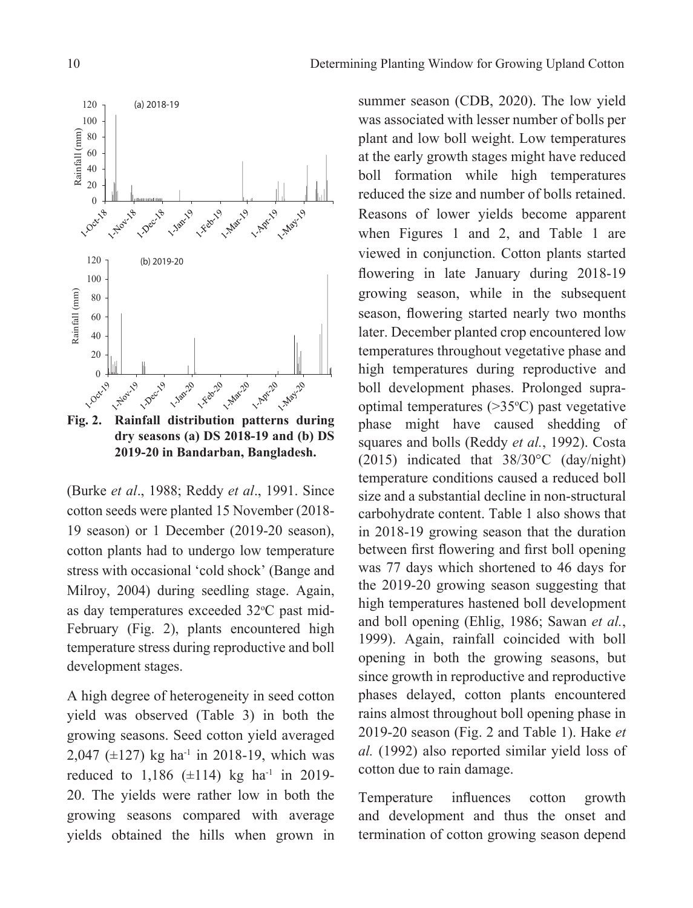Fig. 2. Rainfall distribution patterns during dry seasons (a) DS 2018-19 and (b) DS 2019-20 in Bandarban, Bangladesh.

(Burke *et al*., 1988; Reddy *et al*., 1991. Since cotton seeds were planted 15 November (2018-19 season) or 1 December (2019-20 season), cotton plants had to undergo low temperature stress with occasional 'cold shock' (Bange and Milroy, 2004) during seedling stage. Again, as day temperatures exceeded 32°C past mid-February (Fig. 2), plants encountered high temperature stress during reproductive and boll development stages.

A high degree of heterogeneity in seed cotton yield was observed (Table 3) in both the growing seasons. Seed cotton yield averaged 2,047 (±127) kg ha$^{-1}$ in 2018-19, which was reduced to 1,186 (±114) kg ha$^{-1}$ in 2019-20. The yields were rather low in both the growing seasons compared with average yields obtained the hills when grown in summer season (CDB, 2020). The low yield was associated with lesser number of bolls per plant and low boll weight. Low temperatures at the early growth stages might have reduced boll formation while high temperatures reduced the size and number of bolls retained. Reasons of lower yields become apparent when Figures 1 and 2, and Table 1 are viewed in conjunction. Cotton plants started flowering in late January during 2018-19 growing season, while in the subsequent season, flowering started nearly two months later. December planted crop encountered low temperatures throughout vegetative phase and high temperatures during reproductive and boll development phases. Prolonged supra-optimal temperatures (>35°C) past vegetative phase might have caused shedding of squares and bolls (Reddy *et al.*, 1992). Costa (2015) indicated that 38/30°C (day/night) temperature conditions caused a reduced boll size and a substantial decline in non-structural carbohydrate content. Table 1 also shows that in 2018-19 growing season that the duration between first flowering and first boll opening was 77 days which shortened to 46 days for the 2019-20 growing season suggesting that high temperatures hastened boll development and boll opening (Ehlig, 1986; Sawan *et al.*, 1999). Again, rainfall coincided with boll opening in both the growing seasons, but since growth in reproductive and reproductive phases delayed, cotton plants encountered rains almost throughout boll opening phase in 2019-20 season (Fig. 2 and Table 1). Hake *et al.* (1992) also reported similar yield loss of cotton due to rain damage.

Temperature influences cotton growth and development and thus the onset and termination of cotton growing season depend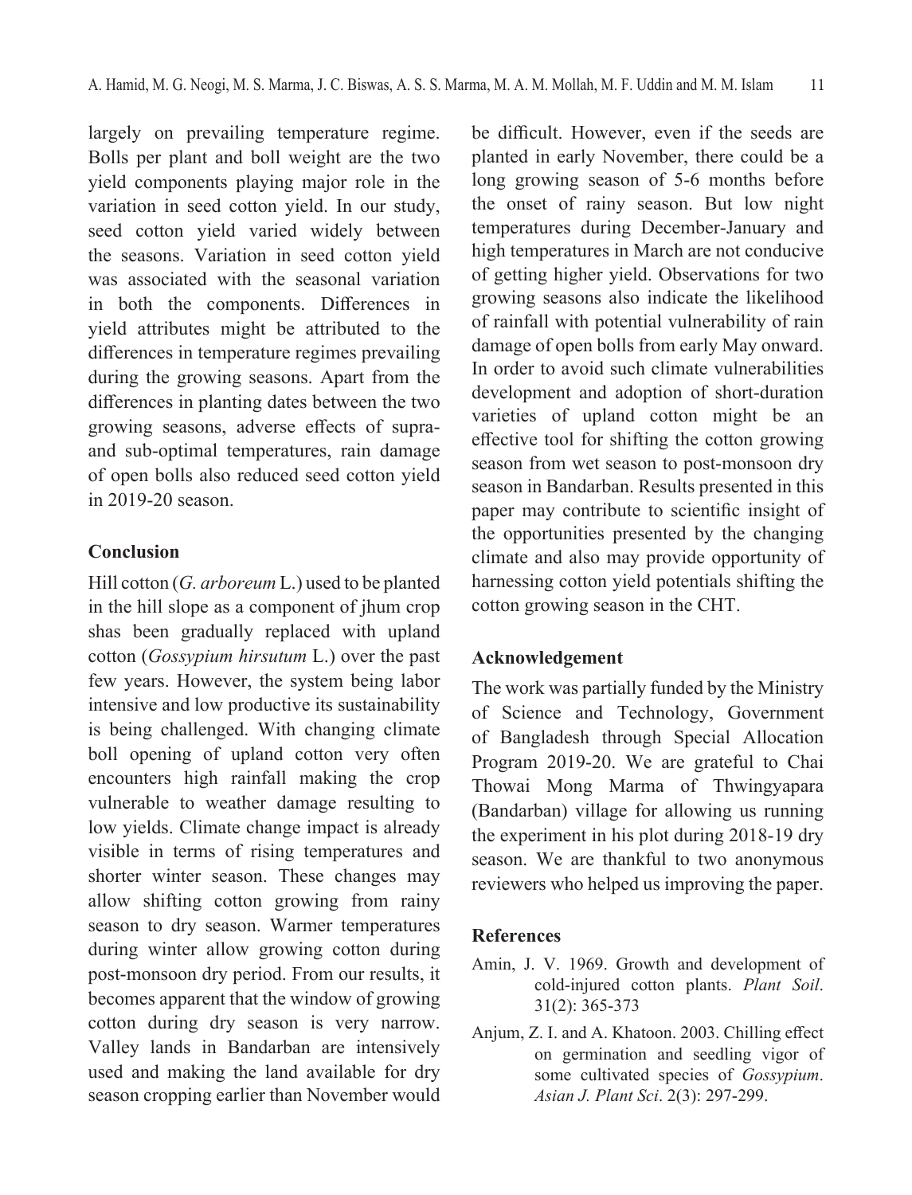largely on prevailing temperature regime. Bolls per plant and boll weight are the two yield components playing major role in the variation in seed cotton yield. In our study, seed cotton yield varied widely between the seasons. Variation in seed cotton yield was associated with the seasonal variation in both the components. Differences in yield attributes might be attributed to the differences in temperature regimes prevailing during the growing seasons. Apart from the differences in planting dates between the two growing seasons, adverse effects of supra- and sub-optimal temperatures, rain damage of open bolls also reduced seed cotton yield in 2019-20 season.

## Conclusion

Hill cotton (*G. arboreum* L.) used to be planted in the hill slope as a component of jhum crop shas been gradually replaced with upland cotton (*Gossypium hirsutum* L.) over the past few years. However, the system being labor intensive and low productive its sustainability is being challenged. With changing climate boll opening of upland cotton very often encounters high rainfall making the crop vulnerable to weather damage resulting to low yields. Climate change impact is already visible in terms of rising temperatures and shorter winter season. These changes may allow shifting cotton growing from rainy season to dry season. Warmer temperatures during winter allow growing cotton during post-monsoon dry period. From our results, it becomes apparent that the window of growing cotton during dry season is very narrow. Valley lands in Bandarban are intensively used and making the land available for dry season cropping earlier than November would be difficult. However, even if the seeds are planted in early November, there could be a long growing season of 5-6 months before the onset of rainy season. But low night temperatures during December-January and high temperatures in March are not conducive of getting higher yield. Observations for two growing seasons also indicate the likelihood of rainfall with potential vulnerability of rain damage of open bolls from early May onward. In order to avoid such climate vulnerabilities development and adoption of short-duration varieties of upland cotton might be an effective tool for shifting the cotton growing season from wet season to post-monsoon dry season in Bandarban. Results presented in this paper may contribute to scientific insight of the opportunities presented by the changing climate and also may provide opportunity of harnessing cotton yield potentials shifting the cotton growing season in the CHT.

## Acknowledgement

The work was partially funded by the Ministry of Science and Technology, Government of Bangladesh through Special Allocation Program 2019-20. We are grateful to Chai Thowai Mong Marma of Thwingyapara (Bandarban) village for allowing us running the experiment in his plot during 2018-19 dry season. We are thankful to two anonymous reviewers who helped us improving the paper.

## References

Amin, J. V. 1969. Growth and development of cold-injured cotton plants. *Plant Soil*. 31(2): 365-373

Anjum, Z. I. and A. Khatoon. 2003. Chilling effect on germination and seedling vigor of some cultivated species of *Gossypium*. *Asian J. Plant Sci*. 2(3): 297-299.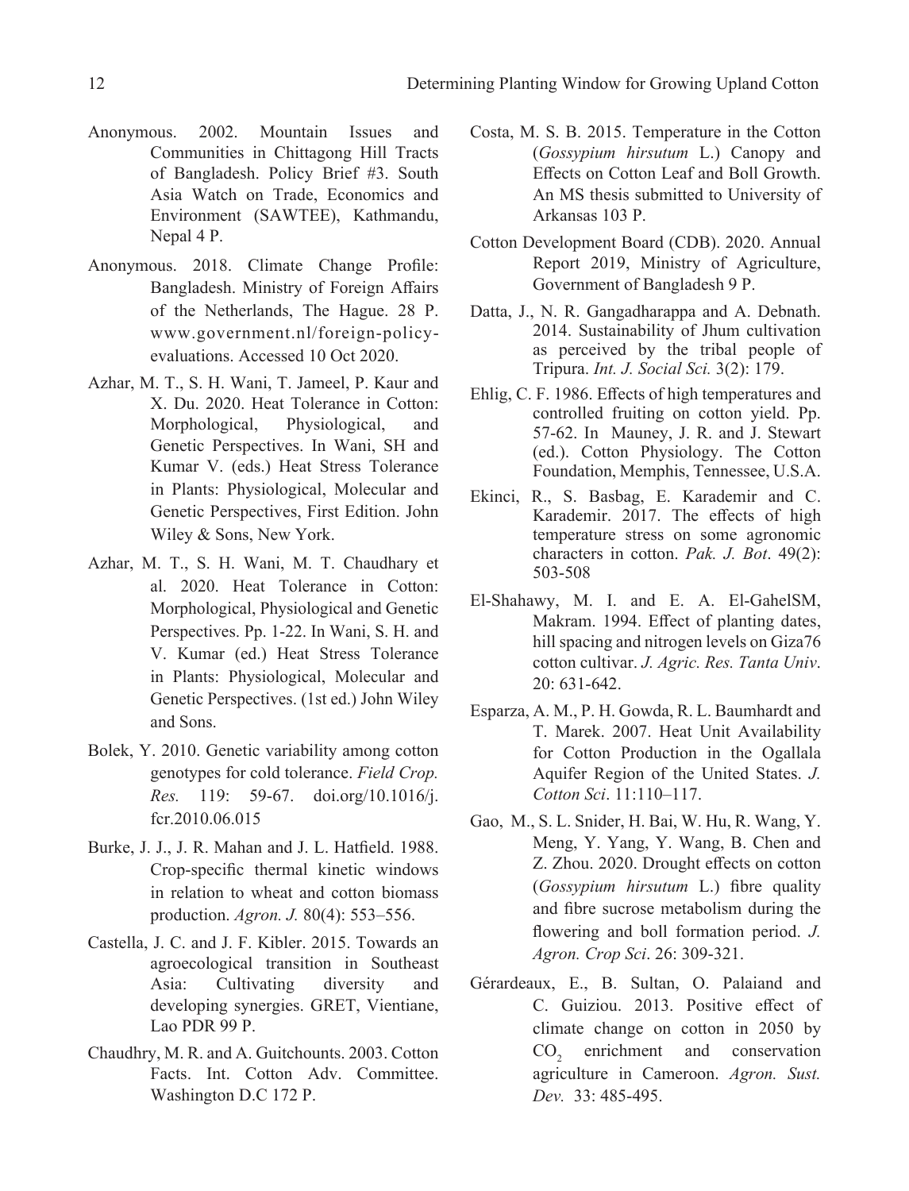Anonymous. 2002. Mountain Issues and Communities in Chittagong Hill Tracts of Bangladesh. Policy Brief #3. South Asia Watch on Trade, Economics and Environment (SAWTEE), Kathmandu, Nepal 4 P.

Anonymous. 2018. Climate Change Profile: Bangladesh. Ministry of Foreign Affairs of the Netherlands, The Hague. 28 P. www.government.nl/foreign-policy-evaluations. Accessed 10 Oct 2020.

Azhar, M. T., S. H. Wani, T. Jameel, P. Kaur and X. Du. 2020. Heat Tolerance in Cotton: Morphological, Physiological, and Genetic Perspectives. In Wani, SH and Kumar V. (eds.) Heat Stress Tolerance in Plants: Physiological, Molecular and Genetic Perspectives, First Edition. John Wiley & Sons, New York.

Azhar, M. T., S. H. Wani, M. T. Chaudhary et al. 2020. Heat Tolerance in Cotton: Morphological, Physiological and Genetic Perspectives. Pp. 1-22. In Wani, S. H. and V. Kumar (ed.) Heat Stress Tolerance in Plants: Physiological, Molecular and Genetic Perspectives. (1st ed.) John Wiley and Sons.

Bolek, Y. 2010. Genetic variability among cotton genotypes for cold tolerance. *Field Crop. Res.* 119: 59-67. doi.org/10.1016/j.fcr.2010.06.015

Burke, J. J., J. R. Mahan and J. L. Hatfield. 1988. Crop-specific thermal kinetic windows in relation to wheat and cotton biomass production. *Agron. J.* 80(4): 553–556.

Castella, J. C. and J. F. Kibler. 2015. Towards an agroecological transition in Southeast Asia: Cultivating diversity and developing synergies. GRET, Vientiane, Lao PDR 99 P.

Chaudhry, M. R. and A. Guitchounts. 2003. Cotton Facts. Int. Cotton Adv. Committee. Washington D.C 172 P.

Costa, M. S. B. 2015. Temperature in the Cotton (*Gossypium hirsutum* L.) Canopy and Effects on Cotton Leaf and Boll Growth. An MS thesis submitted to University of Arkansas 103 P.

Cotton Development Board (CDB). 2020. Annual Report 2019, Ministry of Agriculture, Government of Bangladesh 9 P.

Datta, J., N. R. Gangadharappa and A. Debnath. 2014. Sustainability of Jhum cultivation as perceived by the tribal people of Tripura. *Int. J. Social Sci.* 3(2): 179.

Ehlig, C. F. 1986. Effects of high temperatures and controlled fruiting on cotton yield. Pp. 57-62. In Mauney, J. R. and J. Stewart (ed.). Cotton Physiology. The Cotton Foundation, Memphis, Tennessee, U.S.A.

Ekinci, R., S. Basbag, E. Karademir and C. Karademir. 2017. The effects of high temperature stress on some agronomic characters in cotton. *Pak. J. Bot*. 49(2): 503-508

El-Shahawy, M. I. and E. A. El-GahelSM, Makram. 1994. Effect of planting dates, hill spacing and nitrogen levels on Giza76 cotton cultivar. *J. Agric. Res. Tanta Univ*. 20: 631-642.

Esparza, A. M., P. H. Gowda, R. L. Baumhardt and T. Marek. 2007. Heat Unit Availability for Cotton Production in the Ogallala Aquifer Region of the United States. *J. Cotton Sci*. 11:110–117.

Gao, M., S. L. Snider, H. Bai, W. Hu, R. Wang, Y. Meng, Y. Yang, Y. Wang, B. Chen and Z. Zhou. 2020. Drought effects on cotton (*Gossypium hirsutum* L.) fibre quality and fibre sucrose metabolism during the flowering and boll formation period. *J. Agron. Crop Sci*. 26: 309-321.

Gérardeaux, E., B. Sultan, O. Palaiand and C. Guiziou. 2013. Positive effect of climate change on cotton in 2050 by $CO_2$ enrichment and conservation agriculture in Cameroon. *Agron. Sust. Dev.* 33: 485-495.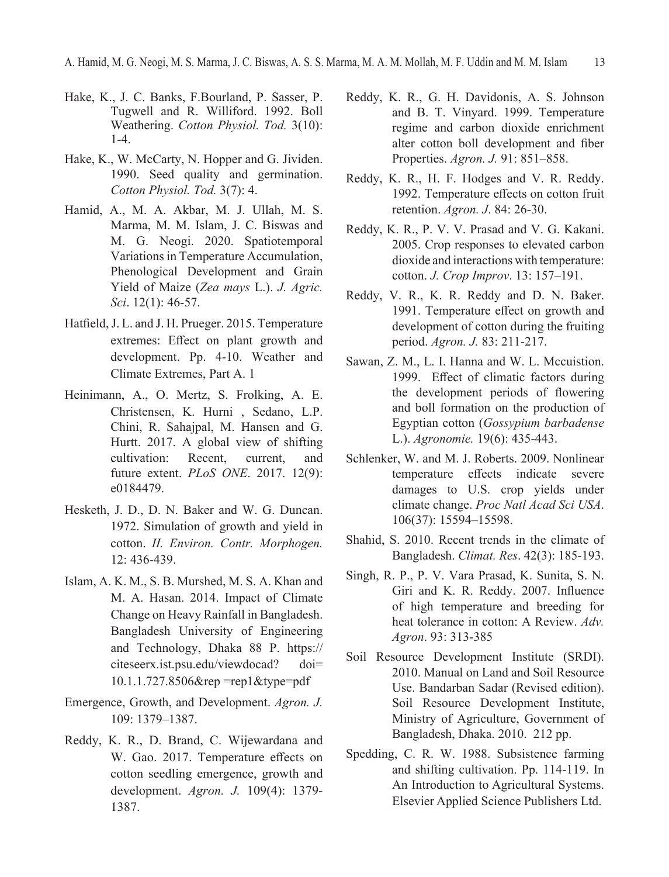Hake, K., J. C. Banks, F.Bourland, P. Sasser, P. Tugwell and R. Williford. 1992. Boll Weathering. *Cotton Physiol. Tod.* 3(10): 1-4.

Hake, K., W. McCarty, N. Hopper and G. Jividen. 1990. Seed quality and germination. *Cotton Physiol. Tod.* 3(7): 4.

Hamid, A., M. A. Akbar, M. J. Ullah, M. S. Marma, M. M. Islam, J. C. Biswas and M. G. Neogi. 2020. Spatiotemporal Variations in Temperature Accumulation, Phenological Development and Grain Yield of Maize (*Zea mays* L.). *J. Agric. Sci*. 12(1): 46-57.

Hatfield, J. L. and J. H. Prueger. 2015. Temperature extremes: Effect on plant growth and development. Pp. 4-10. Weather and Climate Extremes, Part A. 1

Heinimann, A., O. Mertz, S. Frolking, A. E. Christensen, K. Hurni , Sedano, L.P. Chini, R. Sahajpal, M. Hansen and G. Hurtt. 2017. A global view of shifting cultivation: Recent, current, and future extent. *PLoS ONE*. 2017. 12(9): e0184479.

Hesketh, J. D., D. N. Baker and W. G. Duncan. 1972. Simulation of growth and yield in cotton. *II. Environ. Contr. Morphogen.* 12: 436-439.

Islam, A. K. M., S. B. Murshed, M. S. A. Khan and M. A. Hasan. 2014. Impact of Climate Change on Heavy Rainfall in Bangladesh. Bangladesh University of Engineering and Technology, Dhaka 88 P. https://citeseerx.ist.psu.edu/viewdocad? doi= 10.1.1.727.8506&rep =rep1&type=pdf

Emergence, Growth, and Development. *Agron. J.* 109: 1379–1387.

Reddy, K. R., D. Brand, C. Wijewardana and W. Gao. 2017. Temperature effects on cotton seedling emergence, growth and development. *Agron. J.* 109(4): 1379-1387.

Reddy, K. R., G. H. Davidonis, A. S. Johnson and B. T. Vinyard. 1999. Temperature regime and carbon dioxide enrichment alter cotton boll development and fiber Properties. *Agron. J.* 91: 851–858.

Reddy, K. R., H. F. Hodges and V. R. Reddy. 1992. Temperature effects on cotton fruit retention. *Agron. J*. 84: 26-30.

Reddy, K. R., P. V. V. Prasad and V. G. Kakani. 2005. Crop responses to elevated carbon dioxide and interactions with temperature: cotton. *J. Crop Improv*. 13: 157–191.

Reddy, V. R., K. R. Reddy and D. N. Baker. 1991. Temperature effect on growth and development of cotton during the fruiting period. *Agron. J.* 83: 211-217.

Sawan, Z. M., L. I. Hanna and W. L. Mccuistion. 1999. Effect of climatic factors during the development periods of flowering and boll formation on the production of Egyptian cotton (*Gossypium barbadense* L.). *Agronomie.* 19(6): 435-443.

Schlenker, W. and M. J. Roberts. 2009. Nonlinear temperature effects indicate severe damages to U.S. crop yields under climate change. *Proc Natl Acad Sci USA*. 106(37): 15594–15598.

Shahid, S. 2010. Recent trends in the climate of Bangladesh. *Climat. Res*. 42(3): 185-193.

Singh, R. P., P. V. Vara Prasad, K. Sunita, S. N. Giri and K. R. Reddy. 2007. Influence of high temperature and breeding for heat tolerance in cotton: A Review. *Adv. Agron*. 93: 313-385

Soil Resource Development Institute (SRDI). 2010. Manual on Land and Soil Resource Use. Bandarban Sadar (Revised edition). Soil Resource Development Institute, Ministry of Agriculture, Government of Bangladesh, Dhaka. 2010. 212 pp.

Spedding, C. R. W. 1988. Subsistence farming and shifting cultivation. Pp. 114-119. In An Introduction to Agricultural Systems. Elsevier Applied Science Publishers Ltd.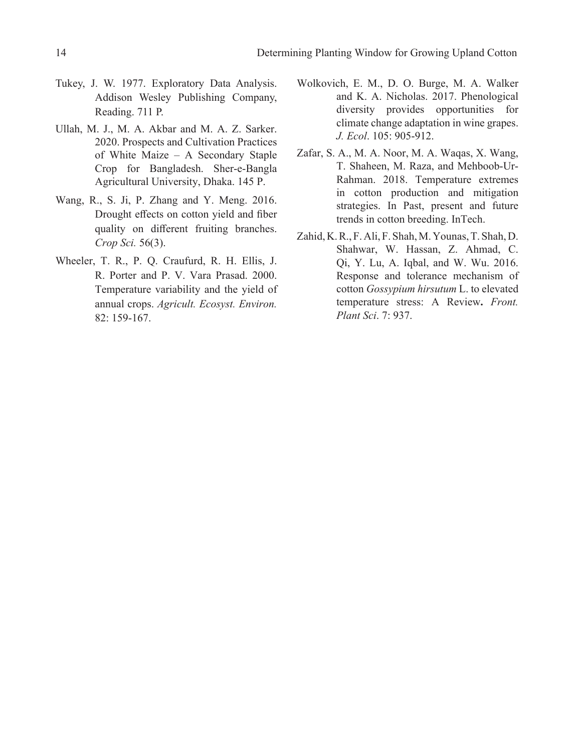Tukey, J. W. 1977. Exploratory Data Analysis. Addison Wesley Publishing Company, Reading. 711 P.

Ullah, M. J., M. A. Akbar and M. A. Z. Sarker. 2020. Prospects and Cultivation Practices of White Maize – A Secondary Staple Crop for Bangladesh. Sher-e-Bangla Agricultural University, Dhaka. 145 P.

Wang, R., S. Ji, P. Zhang and Y. Meng. 2016. Drought effects on cotton yield and fiber quality on different fruiting branches. *Crop Sci.* 56(3).

Wheeler, T. R., P. Q. Craufurd, R. H. Ellis, J. R. Porter and P. V. Vara Prasad. 2000. Temperature variability and the yield of annual crops. *Agricult. Ecosyst. Environ.* 82: 159-167.

Wolkovich, E. M., D. O. Burge, M. A. Walker and K. A. Nicholas. 2017. Phenological diversity provides opportunities for climate change adaptation in wine grapes. *J. Ecol*. 105: 905-912.

Zafar, S. A., M. A. Noor, M. A. Waqas, X. Wang, T. Shaheen, M. Raza, and Mehboob-Ur-Rahman. 2018. Temperature extremes in cotton production and mitigation strategies. In Past, present and future trends in cotton breeding. InTech.

Zahid, K. R., F. Ali, F. Shah, M. Younas, T. Shah, D. Shahwar, W. Hassan, Z. Ahmad, C. Qi, Y. Lu, A. Iqbal, and W. Wu. 2016. Response and tolerance mechanism of cotton *Gossypium hirsutum* L. to elevated temperature stress: A Review**.** *Front. Plant Sci*. 7: 937.